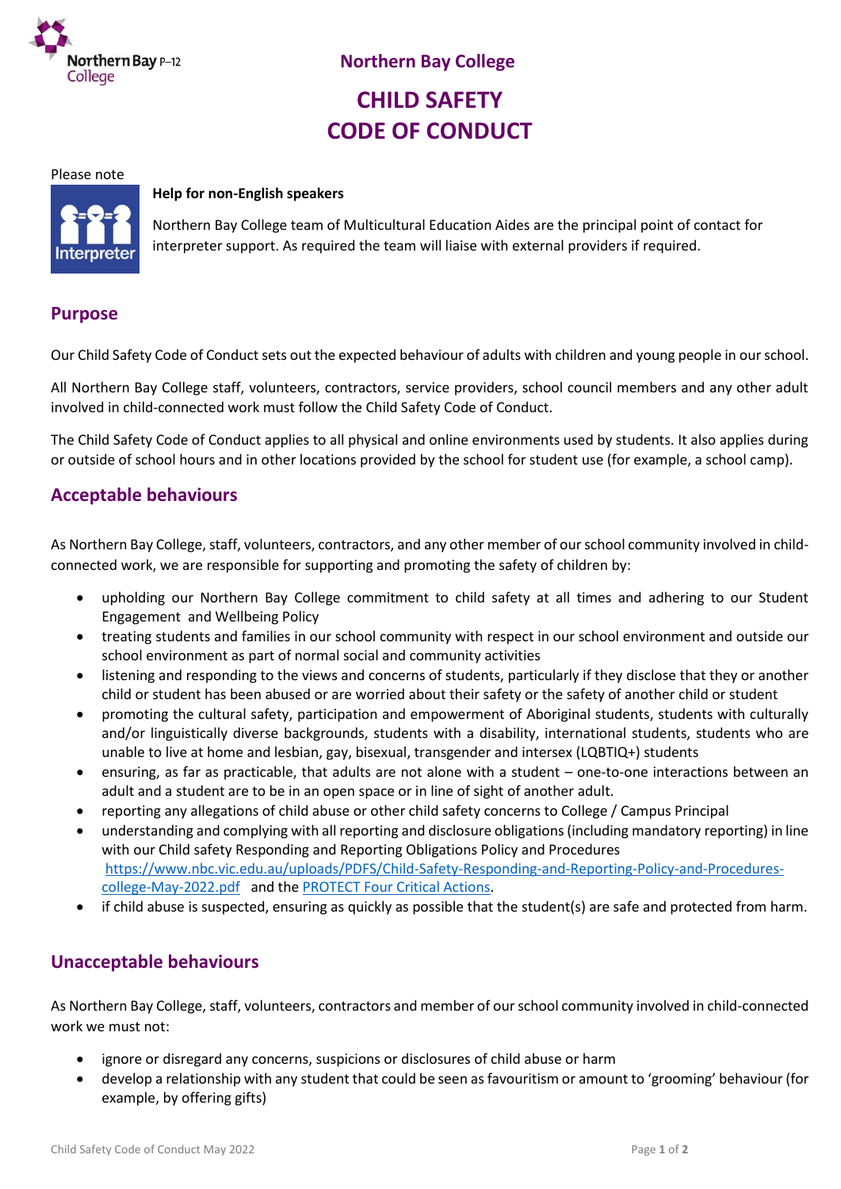# Northern Bay College

# CHILD SAFETY CODE OF CONDUCT

Please note

**Help for non-English speakers**

Northern Bay College team of Multicultural Education Aides are the principal point of contact for interpreter support. As required the team will liaise with external providers if required.

## Purpose

Our Child Safety Code of Conduct sets out the expected behaviour of adults with children and young people in our school.

All Northern Bay College staff, volunteers, contractors, service providers, school council members and any other adult involved in child-connected work must follow the Child Safety Code of Conduct.

The Child Safety Code of Conduct applies to all physical and online environments used by students. It also applies during or outside of school hours and in other locations provided by the school for student use (for example, a school camp).

## Acceptable behaviours

As Northern Bay College, staff, volunteers, contractors, and any other member of our school community involved in child-connected work, we are responsible for supporting and promoting the safety of children by:

- upholding our Northern Bay College commitment to child safety at all times and adhering to our Student Engagement and Wellbeing Policy
- treating students and families in our school community with respect in our school environment and outside our school environment as part of normal social and community activities
- listening and responding to the views and concerns of students, particularly if they disclose that they or another child or student has been abused or are worried about their safety or the safety of another child or student
- promoting the cultural safety, participation and empowerment of Aboriginal students, students with culturally and/or linguistically diverse backgrounds, students with a disability, international students, students who are unable to live at home and lesbian, gay, bisexual, transgender and intersex (LQBTIQ+) students
- ensuring, as far as practicable, that adults are not alone with a student – one-to-one interactions between an adult and a student are to be in an open space or in line of sight of another adult.
- reporting any allegations of child abuse or other child safety concerns to College / Campus Principal
- understanding and complying with all reporting and disclosure obligations (including mandatory reporting) in line with our Child safety Responding and Reporting Obligations Policy and Procedures https://www.nbc.vic.edu.au/uploads/PDFS/Child-Safety-Responding-and-Reporting-Policy-and-Procedures-college-May-2022.pdf and the PROTECT Four Critical Actions.
- if child abuse is suspected, ensuring as quickly as possible that the student(s) are safe and protected from harm.

## Unacceptable behaviours

As Northern Bay College, staff, volunteers, contractors and member of our school community involved in child-connected work we must not:

- ignore or disregard any concerns, suspicions or disclosures of child abuse or harm
- develop a relationship with any student that could be seen as favouritism or amount to 'grooming' behaviour (for example, by offering gifts)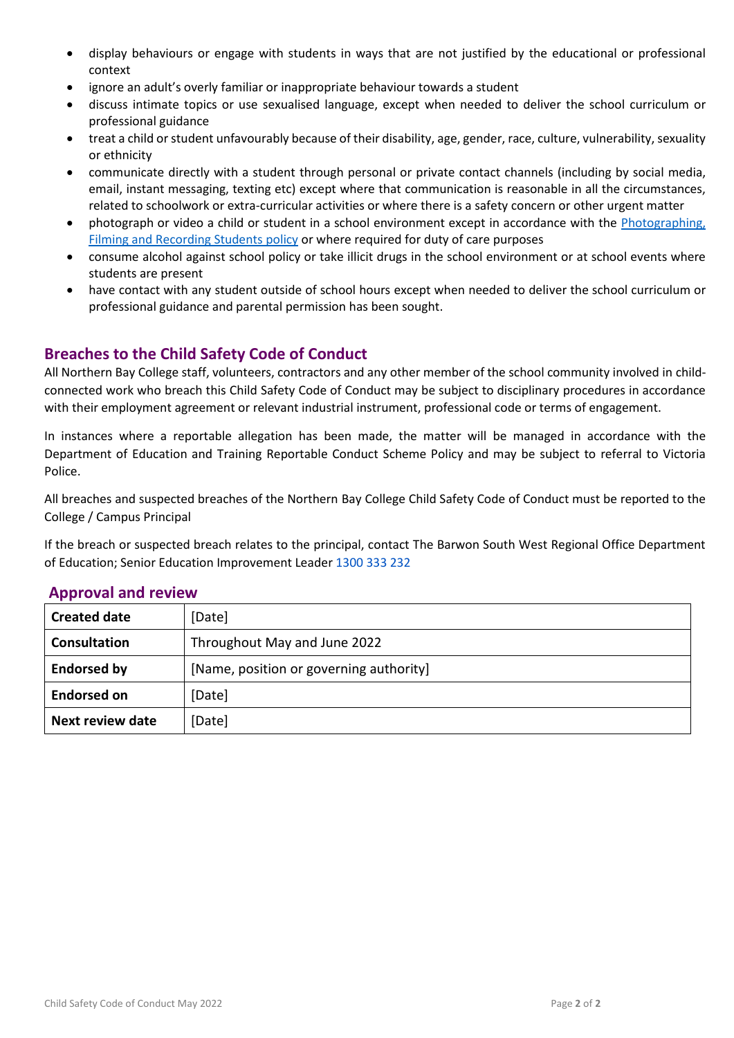- display behaviours or engage with students in ways that are not justified by the educational or professional context
- ignore an adult's overly familiar or inappropriate behaviour towards a student
- discuss intimate topics or use sexualised language, except when needed to deliver the school curriculum or professional guidance
- treat a child or student unfavourably because of their disability, age, gender, race, culture, vulnerability, sexuality or ethnicity
- communicate directly with a student through personal or private contact channels (including by social media, email, instant messaging, texting etc) except where that communication is reasonable in all the circumstances, related to schoolwork or extra-curricular activities or where there is a safety concern or other urgent matter
- photograph or video a child or student in a school environment except in accordance with the Photographing, Filming and Recording Students policy or where required for duty of care purposes
- consume alcohol against school policy or take illicit drugs in the school environment or at school events where students are present
- have contact with any student outside of school hours except when needed to deliver the school curriculum or professional guidance and parental permission has been sought.

## Breaches to the Child Safety Code of Conduct

All Northern Bay College staff, volunteers, contractors and any other member of the school community involved in child-connected work who breach this Child Safety Code of Conduct may be subject to disciplinary procedures in accordance with their employment agreement or relevant industrial instrument, professional code or terms of engagement.

In instances where a reportable allegation has been made, the matter will be managed in accordance with the Department of Education and Training Reportable Conduct Scheme Policy and may be subject to referral to Victoria Police.

All breaches and suspected breaches of the Northern Bay College Child Safety Code of Conduct must be reported to the College / Campus Principal

If the breach or suspected breach relates to the principal, contact The Barwon South West Regional Office Department of Education; Senior Education Improvement Leader 1300 333 232

## Approval and review

| | |
|---|---|
| **Created date** | [Date] |
| **Consultation** | Throughout May and June 2022 |
| **Endorsed by** | [Name, position or governing authority] |
| **Endorsed on** | [Date] |
| **Next review date** | [Date] |